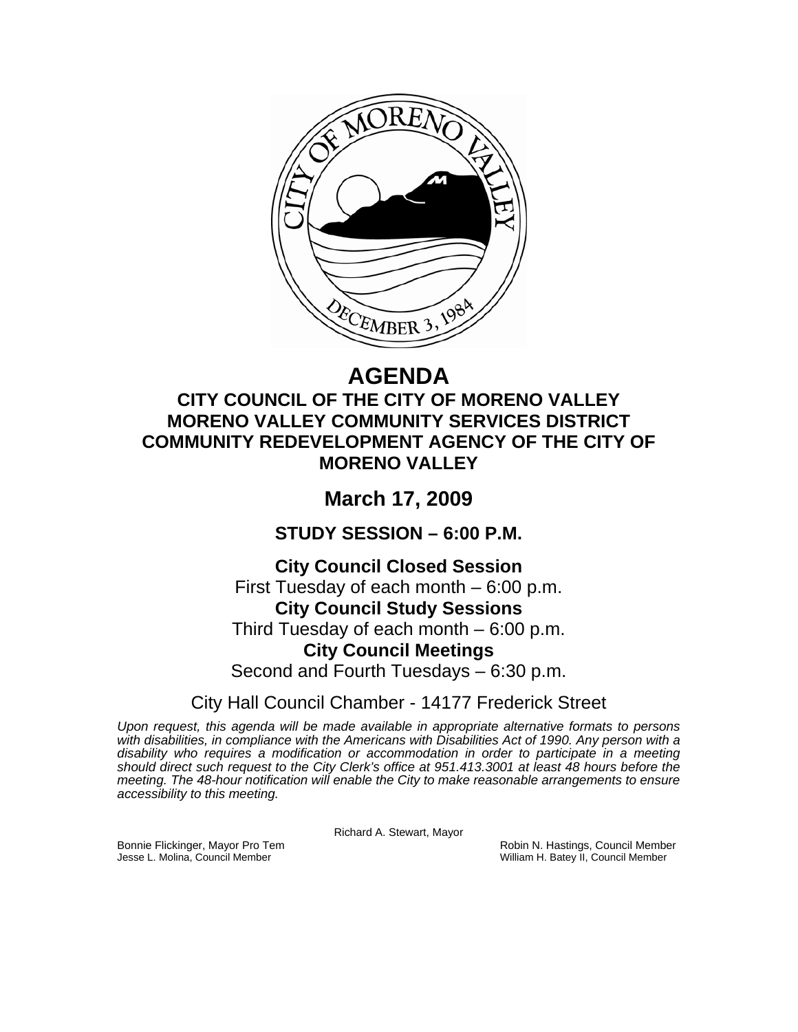# AGENDA

## CITY COUNCIL OF THE CITY OF MORENO VALLEY
## MORENO VALLEY COMMUNITY SERVICES DISTRICT
## COMMUNITY REDEVELOPMENT AGENCY OF THE CITY OF MORENO VALLEY

## March 17, 2009

### STUDY SESSION – 6:00 P.M.

**City Council Closed Session**
First Tuesday of each month – 6:00 p.m.

**City Council Study Sessions**
Third Tuesday of each month – 6:00 p.m.

**City Council Meetings**
Second and Fourth Tuesdays – 6:30 p.m.

City Hall Council Chamber - 14177 Frederick Street

*Upon request, this agenda will be made available in appropriate alternative formats to persons with disabilities, in compliance with the Americans with Disabilities Act of 1990. Any person with a disability who requires a modification or accommodation in order to participate in a meeting should direct such request to the City Clerk's office at 951.413.3001 at least 48 hours before the meeting. The 48-hour notification will enable the City to make reasonable arrangements to ensure accessibility to this meeting.*

Richard A. Stewart, Mayor

Bonnie Flickinger, Mayor Pro Tem
Robin N. Hastings, Council Member
Jesse L. Molina, Council Member
William H. Batey II, Council Member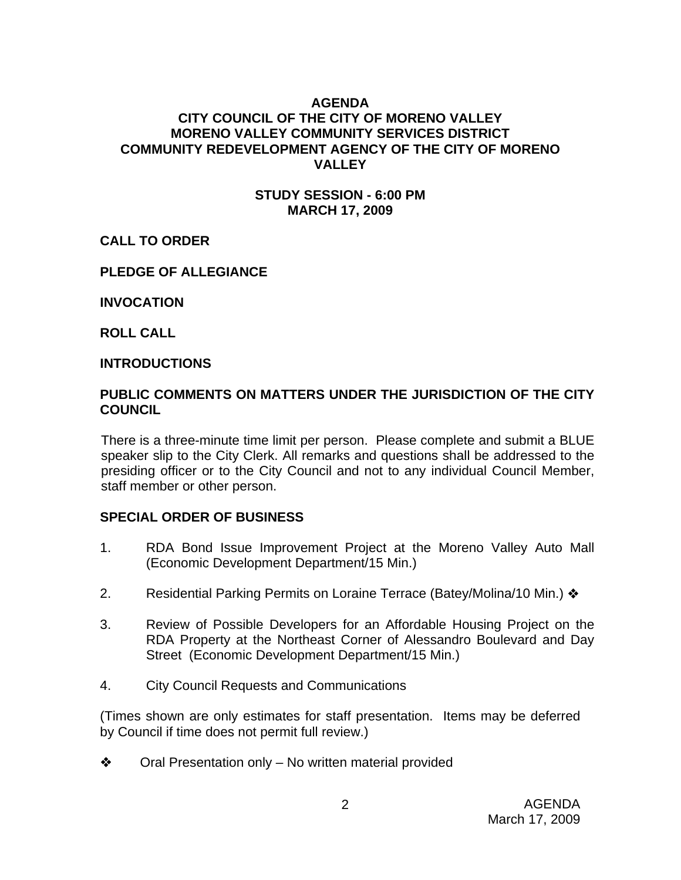**AGENDA**
**CITY COUNCIL OF THE CITY OF MORENO VALLEY**
**MORENO VALLEY COMMUNITY SERVICES DISTRICT**
**COMMUNITY REDEVELOPMENT AGENCY OF THE CITY OF MORENO VALLEY**

**STUDY SESSION - 6:00 PM**
**MARCH 17, 2009**

**CALL TO ORDER**

**PLEDGE OF ALLEGIANCE**

**INVOCATION**

**ROLL CALL**

**INTRODUCTIONS**

**PUBLIC COMMENTS ON MATTERS UNDER THE JURISDICTION OF THE CITY COUNCIL**

There is a three-minute time limit per person. Please complete and submit a BLUE speaker slip to the City Clerk. All remarks and questions shall be addressed to the presiding officer or to the City Council and not to any individual Council Member, staff member or other person.

**SPECIAL ORDER OF BUSINESS**

1. RDA Bond Issue Improvement Project at the Moreno Valley Auto Mall (Economic Development Department/15 Min.)

2. Residential Parking Permits on Loraine Terrace (Batey/Molina/10 Min.) ❖

3. Review of Possible Developers for an Affordable Housing Project on the RDA Property at the Northeast Corner of Alessandro Boulevard and Day Street (Economic Development Department/15 Min.)

4. City Council Requests and Communications

(Times shown are only estimates for staff presentation. Items may be deferred by Council if time does not permit full review.)

❖ Oral Presentation only – No written material provided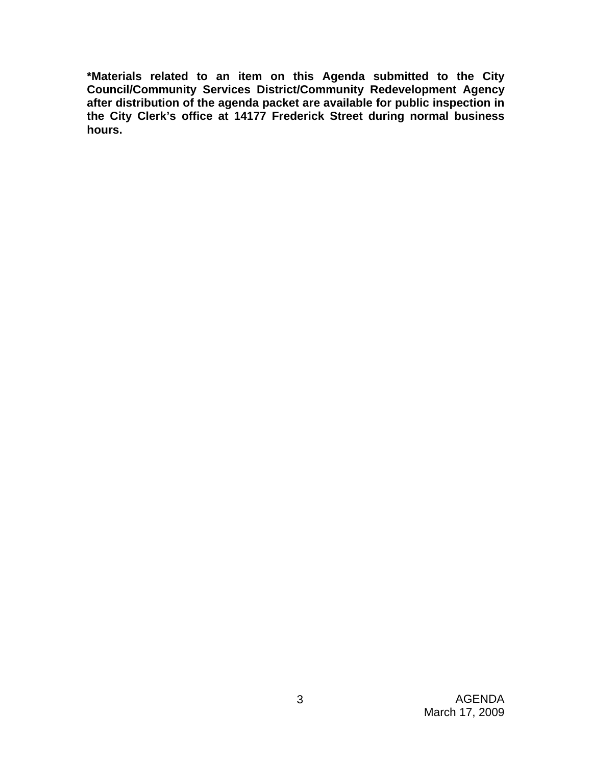**\*Materials related to an item on this Agenda submitted to the City Council/Community Services District/Community Redevelopment Agency after distribution of the agenda packet are available for public inspection in the City Clerk's office at 14177 Frederick Street during normal business hours.**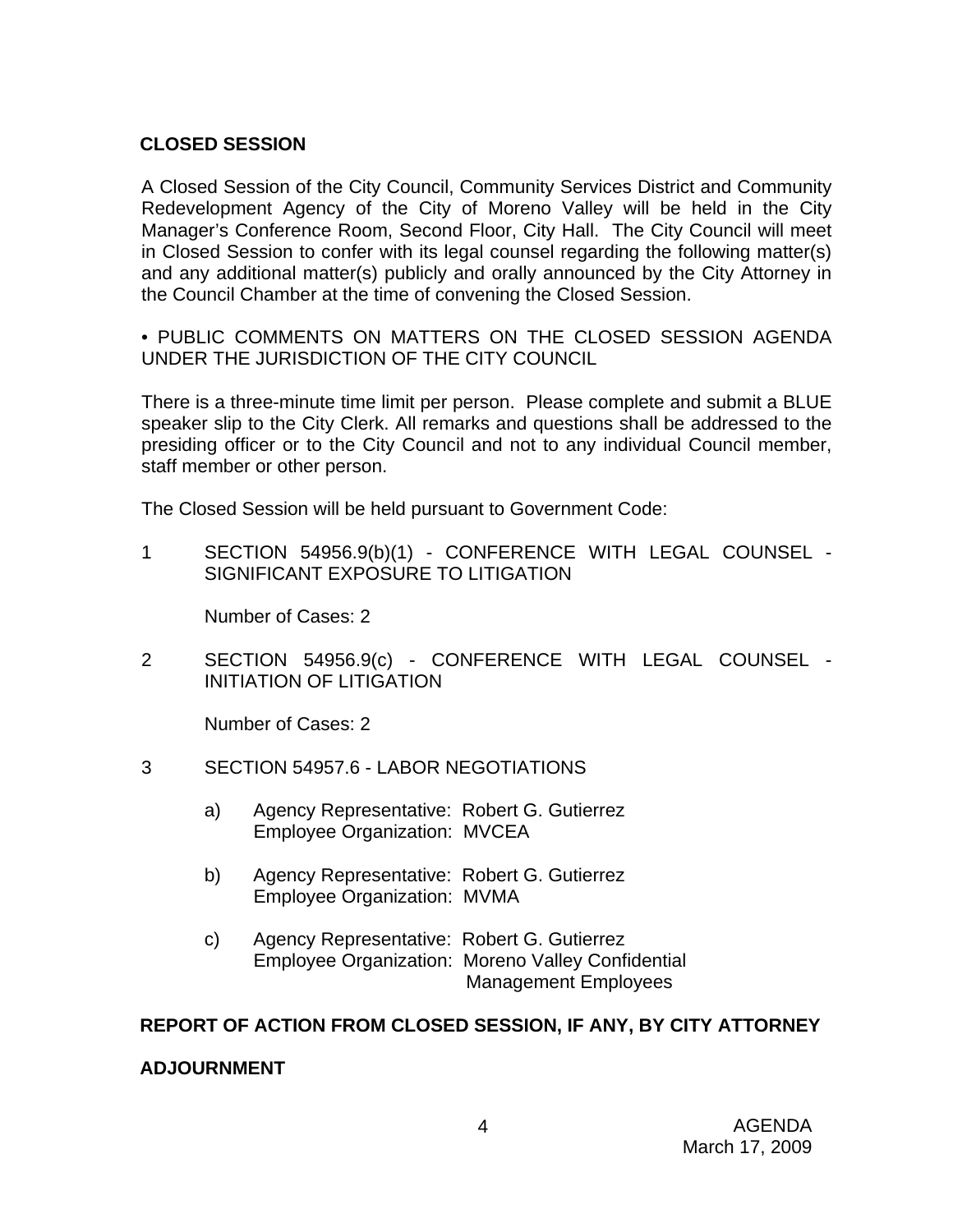## CLOSED SESSION

A Closed Session of the City Council, Community Services District and Community Redevelopment Agency of the City of Moreno Valley will be held in the City Manager's Conference Room, Second Floor, City Hall. The City Council will meet in Closed Session to confer with its legal counsel regarding the following matter(s) and any additional matter(s) publicly and orally announced by the City Attorney in the Council Chamber at the time of convening the Closed Session.

• PUBLIC COMMENTS ON MATTERS ON THE CLOSED SESSION AGENDA UNDER THE JURISDICTION OF THE CITY COUNCIL

There is a three-minute time limit per person. Please complete and submit a BLUE speaker slip to the City Clerk. All remarks and questions shall be addressed to the presiding officer or to the City Council and not to any individual Council member, staff member or other person.

The Closed Session will be held pursuant to Government Code:

1 SECTION 54956.9(b)(1) - CONFERENCE WITH LEGAL COUNSEL - SIGNIFICANT EXPOSURE TO LITIGATION

   Number of Cases: 2

2 SECTION 54956.9(c) - CONFERENCE WITH LEGAL COUNSEL - INITIATION OF LITIGATION

   Number of Cases: 2

3 SECTION 54957.6 - LABOR NEGOTIATIONS

   a) Agency Representative: Robert G. Gutierrez
      Employee Organization: MVCEA

   b) Agency Representative: Robert G. Gutierrez
      Employee Organization: MVMA

   c) Agency Representative: Robert G. Gutierrez
      Employee Organization: Moreno Valley Confidential Management Employees

## REPORT OF ACTION FROM CLOSED SESSION, IF ANY, BY CITY ATTORNEY

## ADJOURNMENT